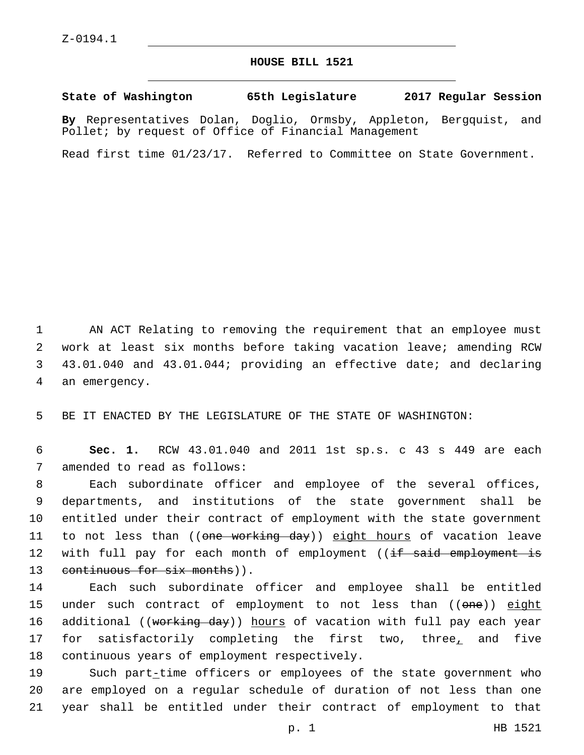Z-0194.1

# HOUSE BILL 1521

**State of Washington 65th Legislature 2017 Regular Session**

**By** Representatives Dolan, Doglio, Ormsby, Appleton, Bergquist, and Pollet; by request of Office of Financial Management

Read first time 01/23/17. Referred to Committee on State Government.

AN ACT Relating to removing the requirement that an employee must work at least six months before taking vacation leave; amending RCW 43.01.040 and 43.01.044; providing an effective date; and declaring an emergency.

BE IT ENACTED BY THE LEGISLATURE OF THE STATE OF WASHINGTON:

**Sec. 1.** RCW 43.01.040 and 2011 1st sp.s. c 43 s 449 are each amended to read as follows:

Each subordinate officer and employee of the several offices, departments, and institutions of the state government shall be entitled under their contract of employment with the state government to not less than ((~~one working day~~)) <u>eight hours</u> of vacation leave with full pay for each month of employment ((~~if said employment is continuous for six months~~)).

Each such subordinate officer and employee shall be entitled under such contract of employment to not less than ((~~one~~)) <u>eight</u> additional ((~~working day~~)) <u>hours</u> of vacation with full pay each year for satisfactorily completing the first two, three<u>,</u> and five continuous years of employment respectively.

Such part<u>-</u>time officers or employees of the state government who are employed on a regular schedule of duration of not less than one year shall be entitled under their contract of employment to that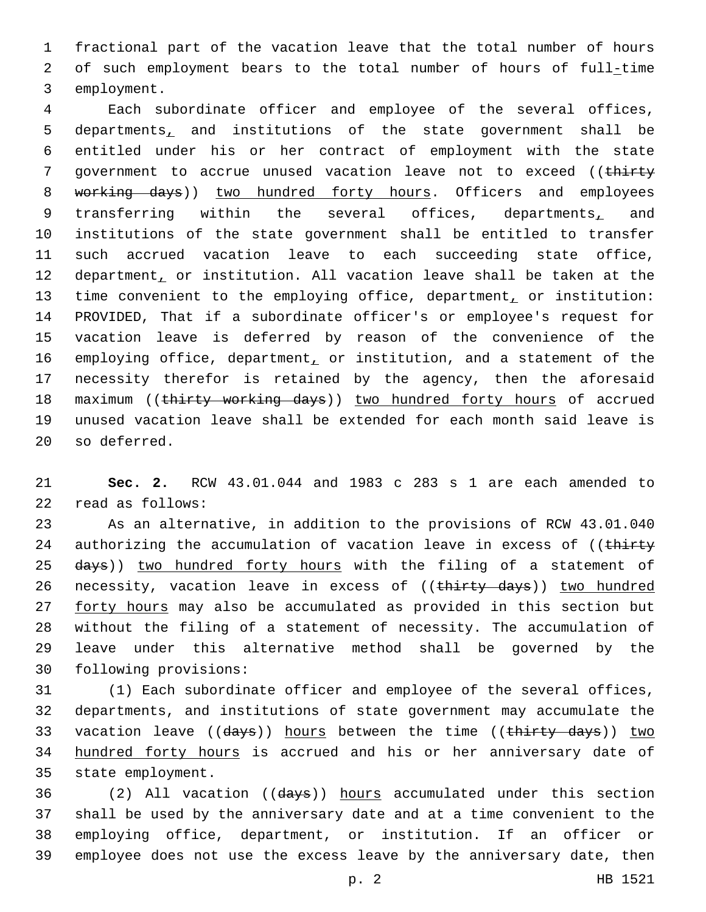fractional part of the vacation leave that the total number of hours of such employment bears to the total number of hours of full-time employment.

Each subordinate officer and employee of the several offices, departments, and institutions of the state government shall be entitled under his or her contract of employment with the state government to accrue unused vacation leave not to exceed ((~~thirty working days~~)) <u>two hundred forty hours</u>. Officers and employees transferring within the several offices, departments, and institutions of the state government shall be entitled to transfer such accrued vacation leave to each succeeding state office, department, or institution. All vacation leave shall be taken at the time convenient to the employing office, department, or institution: PROVIDED, That if a subordinate officer's or employee's request for vacation leave is deferred by reason of the convenience of the employing office, department, or institution, and a statement of the necessity therefor is retained by the agency, then the aforesaid maximum ((~~thirty working days~~)) <u>two hundred forty hours</u> of accrued unused vacation leave shall be extended for each month said leave is so deferred.

**Sec. 2.** RCW 43.01.044 and 1983 c 283 s 1 are each amended to read as follows:

As an alternative, in addition to the provisions of RCW 43.01.040 authorizing the accumulation of vacation leave in excess of ((~~thirty days~~)) <u>two hundred forty hours</u> with the filing of a statement of necessity, vacation leave in excess of ((~~thirty days~~)) <u>two hundred forty hours</u> may also be accumulated as provided in this section but without the filing of a statement of necessity. The accumulation of leave under this alternative method shall be governed by the following provisions:

(1) Each subordinate officer and employee of the several offices, departments, and institutions of state government may accumulate the vacation leave ((~~days~~)) <u>hours</u> between the time ((~~thirty days~~)) <u>two hundred forty hours</u> is accrued and his or her anniversary date of state employment.

(2) All vacation ((~~days~~)) <u>hours</u> accumulated under this section shall be used by the anniversary date and at a time convenient to the employing office, department, or institution. If an officer or employee does not use the excess leave by the anniversary date, then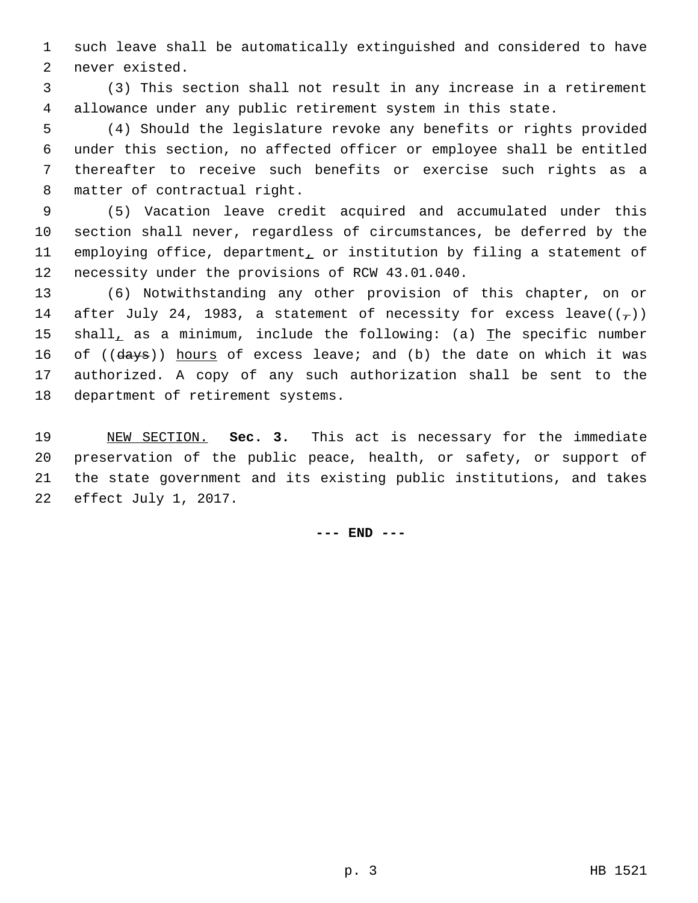such leave shall be automatically extinguished and considered to have never existed.

(3) This section shall not result in any increase in a retirement allowance under any public retirement system in this state.

(4) Should the legislature revoke any benefits or rights provided under this section, no affected officer or employee shall be entitled thereafter to receive such benefits or exercise such rights as a matter of contractual right.

(5) Vacation leave credit acquired and accumulated under this section shall never, regardless of circumstances, be deferred by the employing office, department, or institution by filing a statement of necessity under the provisions of RCW 43.01.040.

(6) Notwithstanding any other provision of this chapter, on or after July 24, 1983, a statement of necessity for excess leave((,)) shall, as a minimum, include the following: (a) The specific number of ((~~days~~)) hours of excess leave; and (b) the date on which it was authorized. A copy of any such authorization shall be sent to the department of retirement systems.

NEW SECTION. **Sec. 3.** This act is necessary for the immediate preservation of the public peace, health, or safety, or support of the state government and its existing public institutions, and takes effect July 1, 2017.

**--- END ---**